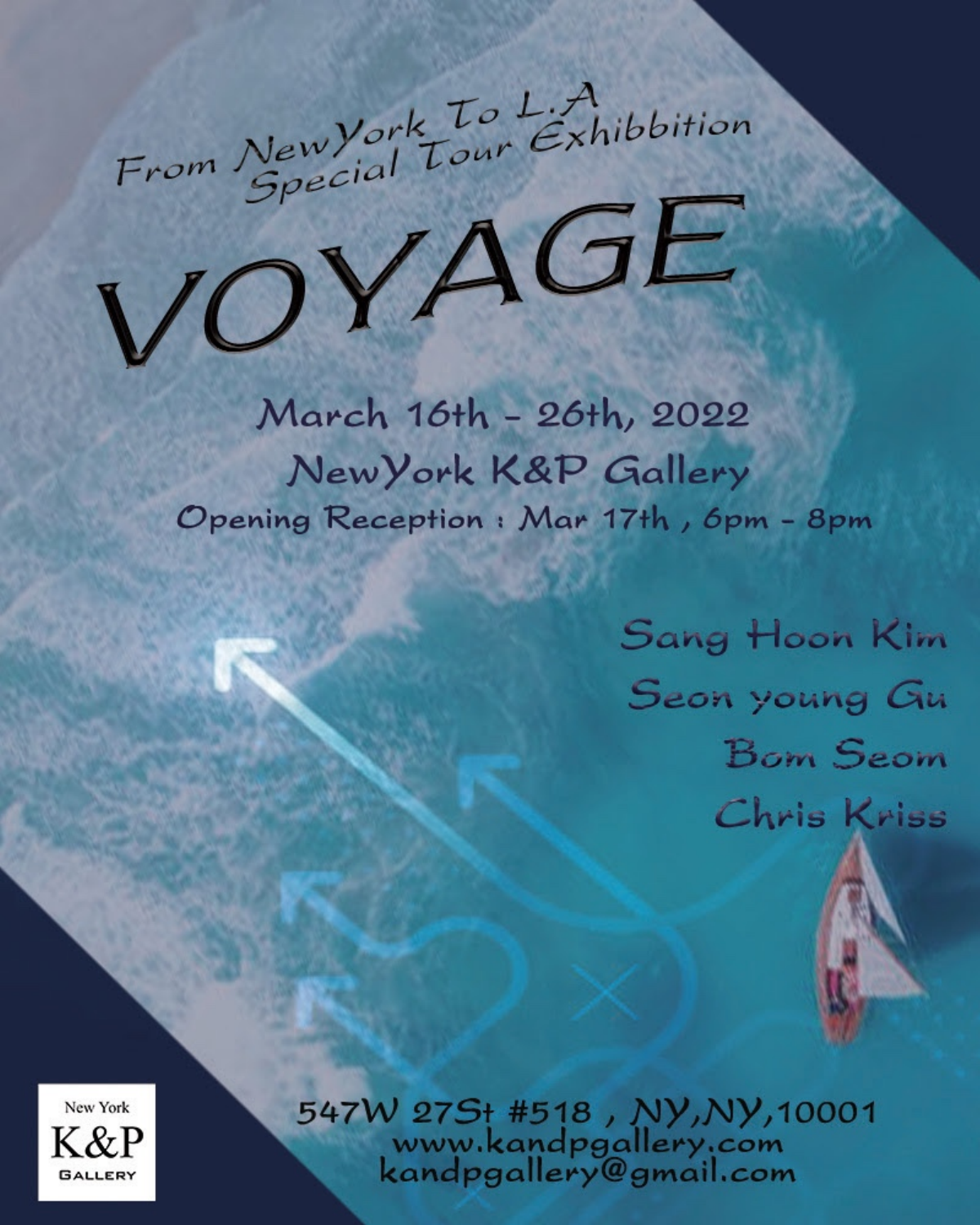From NewYork To L.A
Special Tour Exhibbition

# VOYAGE

March 16th - 26th, 2022
NewYork K&P Gallery
Opening Reception : Mar 17th , 6pm - 8pm

Sang Hoon Kim
Seon young Gu
Bom Seom
Chris Kriss

New York
K&P
GALLERY

547W 27St #518 , NY,NY,10001
www.kandpgallery.com
kandpgallery@gmail.com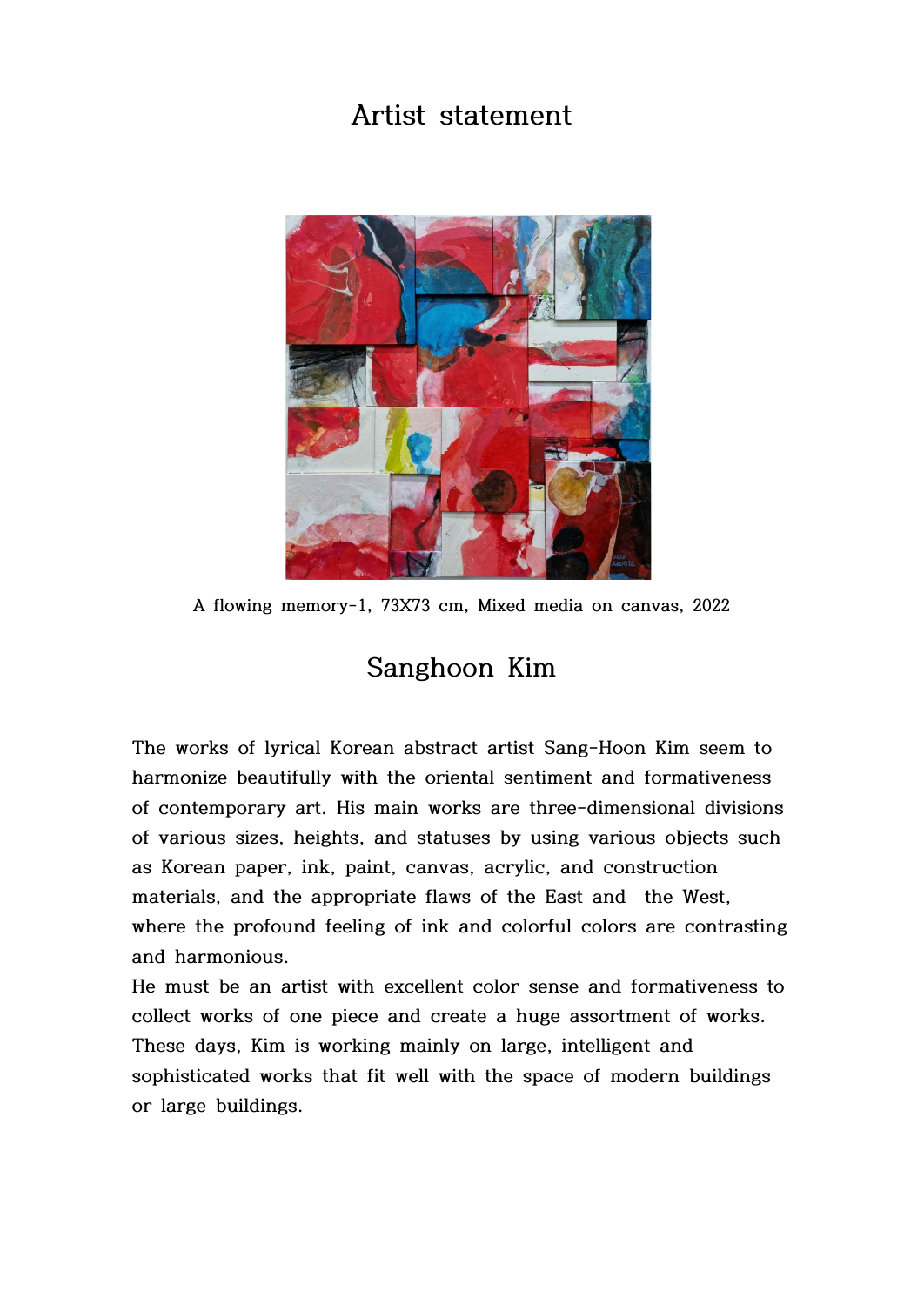# Artist statement

A flowing memory-1, 73X73 cm, Mixed media on canvas, 2022

## Sanghoon Kim

The works of lyrical Korean abstract artist Sang-Hoon Kim seem to harmonize beautifully with the oriental sentiment and formativeness of contemporary art. His main works are three-dimensional divisions of various sizes, heights, and statuses by using various objects such as Korean paper, ink, paint, canvas, acrylic, and construction materials, and the appropriate flaws of the East and the West, where the profound feeling of ink and colorful colors are contrasting and harmonious.

He must be an artist with excellent color sense and formativeness to collect works of one piece and create a huge assortment of works. These days, Kim is working mainly on large, intelligent and sophisticated works that fit well with the space of modern buildings or large buildings.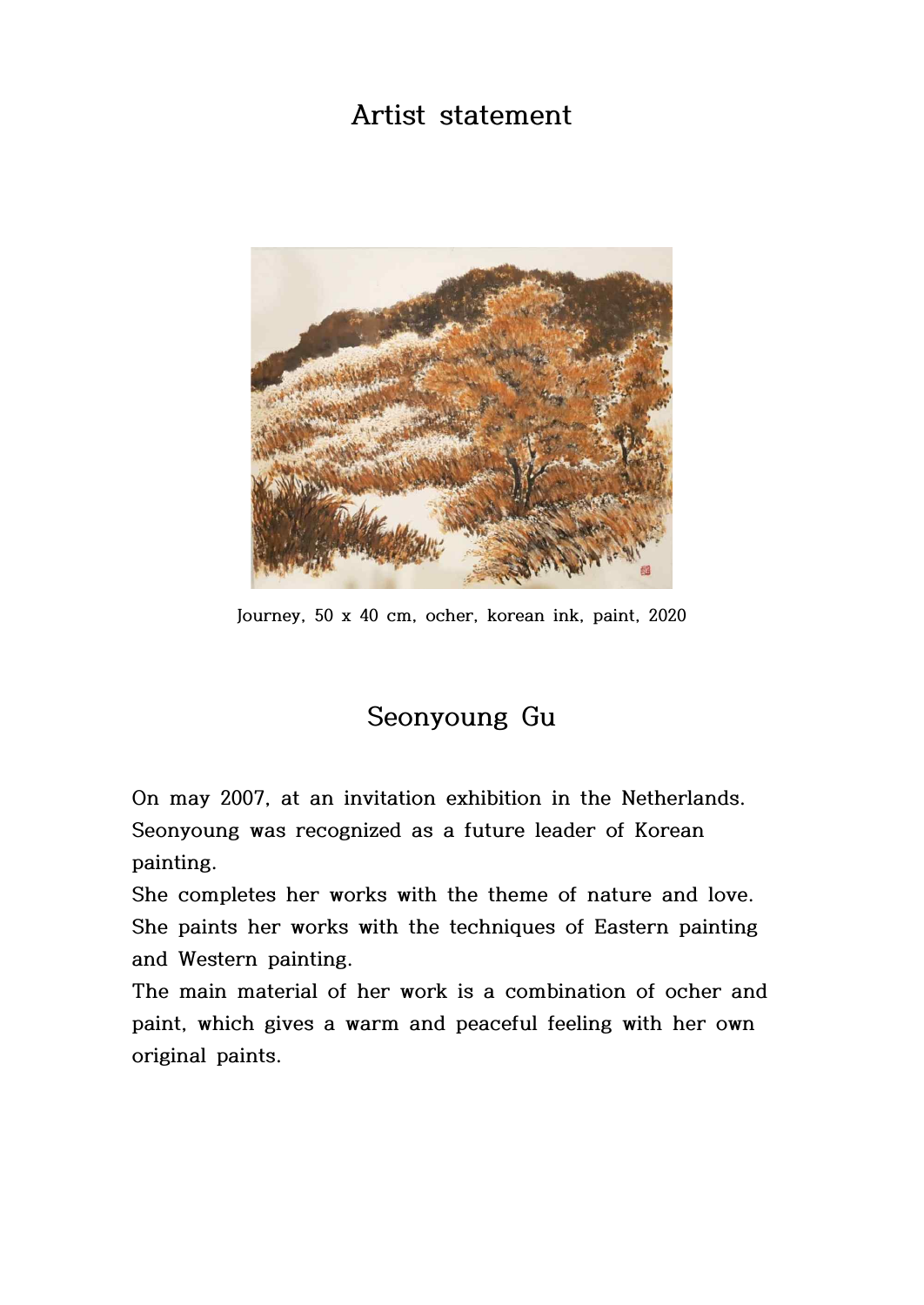# Artist statement

Journey, 50 x 40 cm, ocher, korean ink, paint, 2020

## Seonyoung Gu

On may 2007, at an invitation exhibition in the Netherlands. Seonyoung was recognized as a future leader of Korean painting.

She completes her works with the theme of nature and love. She paints her works with the techniques of Eastern painting and Western painting.

The main material of her work is a combination of ocher and paint, which gives a warm and peaceful feeling with her own original paints.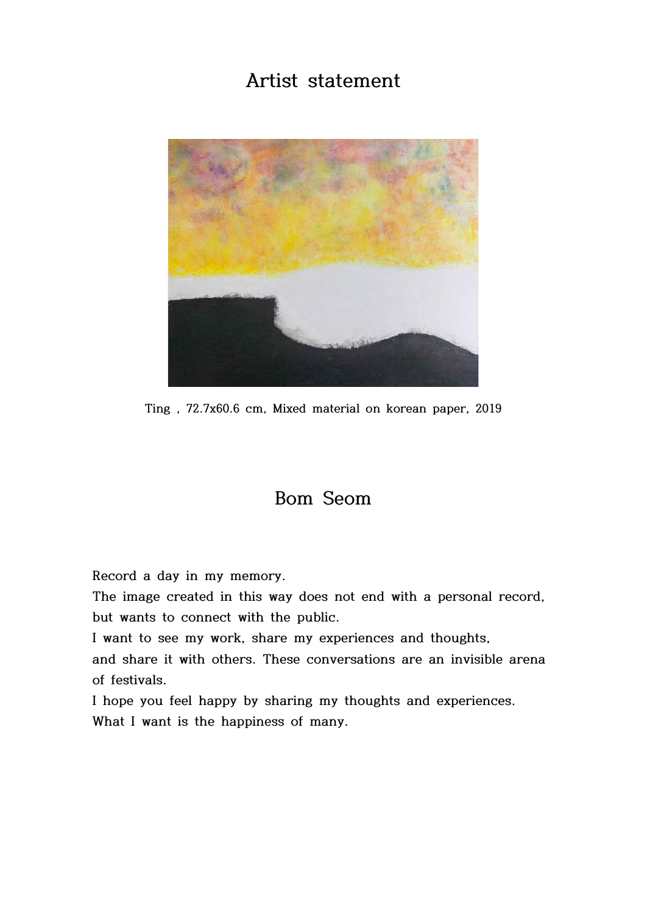# Artist statement

Ting , 72.7x60.6 cm, Mixed material on korean paper, 2019

## Bom Seom

Record a day in my memory.
The image created in this way does not end with a personal record, but wants to connect with the public.
I want to see my work, share my experiences and thoughts,
and share it with others. These conversations are an invisible arena of festivals.
I hope you feel happy by sharing my thoughts and experiences.
What I want is the happiness of many.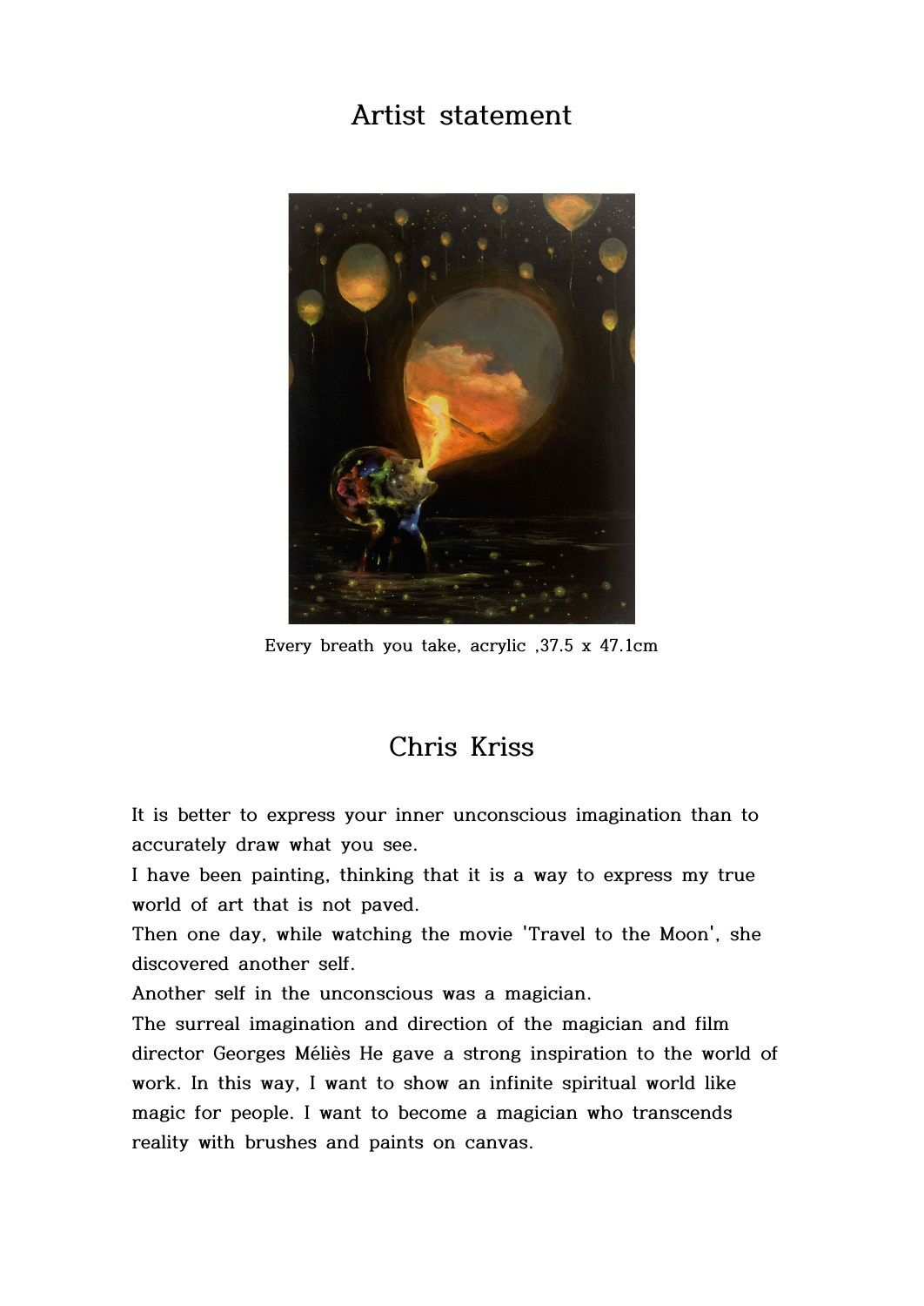# Artist statement

Every breath you take, acrylic ,37.5 x 47.1cm

## Chris Kriss

It is better to express your inner unconscious imagination than to accurately draw what you see.
I have been painting, thinking that it is a way to express my true world of art that is not paved.
Then one day, while watching the movie 'Travel to the Moon', she discovered another self.
Another self in the unconscious was a magician.
The surreal imagination and direction of the magician and film director Georges Méliès He gave a strong inspiration to the world of work. In this way, I want to show an infinite spiritual world like magic for people. I want to become a magician who transcends reality with brushes and paints on canvas.